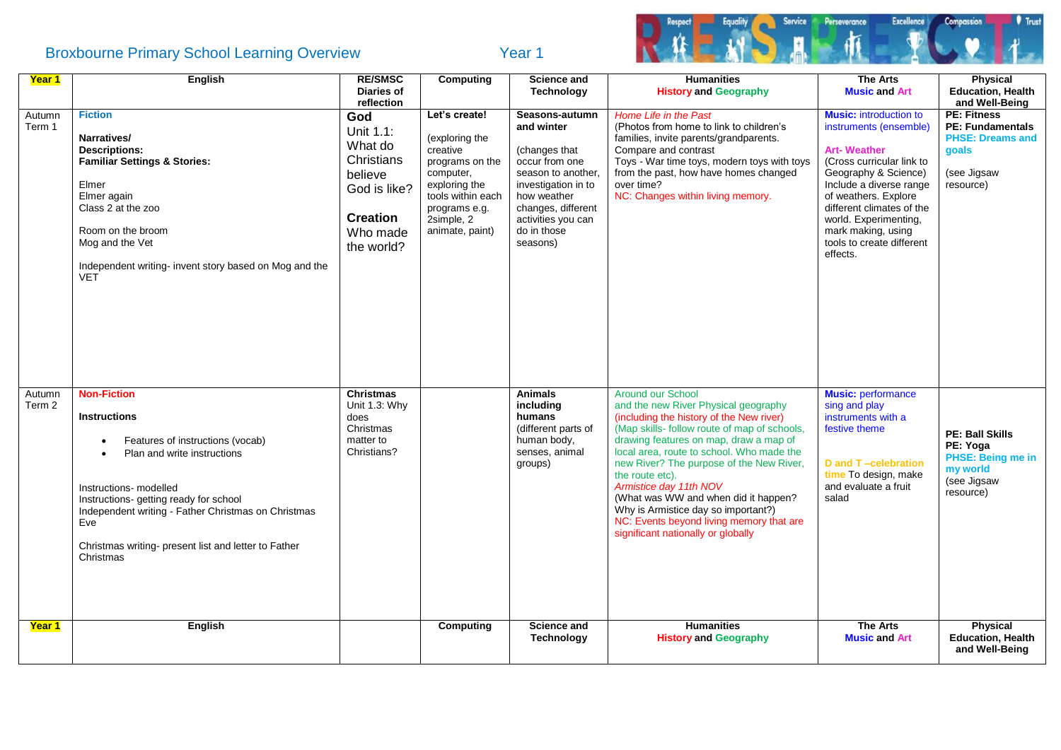# Broxbourne Primary School Learning Overview

## Year 1

| Year 1 | English | RE/SMSC Diaries of reflection | Computing | Science and Technology | Humanities History and Geography | The Arts Music and Art | Physical Education, Health and Well-Being |
|---|---|---|---|---|---|---|---|
| Autumn Term 1 | **Fiction**<br><br>**Narratives/ Descriptions: Familiar Settings & Stories:**<br><br>Elmer<br>Elmer again<br>Class 2 at the zoo<br><br>Room on the broom<br>Mog and the Vet<br><br>Independent writing- invent story based on Mog and the VET | **God**<br>Unit 1.1: What do Christians believe God is like?<br><br>**Creation**<br>Who made the world? | **Let's create!**<br><br>(exploring the creative programs on the computer, exploring the tools within each programs e.g. 2simple, 2 animate, paint) | **Seasons-autumn and winter**<br><br>(changes that occur from one season to another, investigation in to how weather changes, different activities you can do in those seasons) | *Home Life in the Past*<br>(Photos from home to link to children's families, invite parents/grandparents. Compare and contrast<br>Toys - War time toys, modern toys with toys from the past, how have homes changed over time?<br>NC: Changes within living memory. | **Music:** introduction to instruments (ensemble)<br><br>**Art- Weather**<br>(Cross curricular link to Geography & Science)<br>Include a diverse range of weathers. Explore different climates of the world. Experimenting, mark making, using tools to create different effects. | **PE: Fitness**<br>**PE: Fundamentals**<br>**PHSE: Dreams and goals**<br><br>(see Jigsaw resource) |
| Autumn Term 2 | **Non-Fiction**<br><br>**Instructions**<br><br>• Features of instructions (vocab)<br>• Plan and write instructions<br><br>Instructions- modelled<br>Instructions- getting ready for school<br>Independent writing - Father Christmas on Christmas Eve<br><br>Christmas writing- present list and letter to Father Christmas | **Christmas**<br>Unit 1.3: Why does Christmas matter to Christians? | | **Animals including humans**<br>(different parts of human body, senses, animal groups) | Around our School<br>and the new River Physical geography<br>(including the history of the New river)<br>(Map skills- follow route of map of schools, drawing features on map, draw a map of local area, route to school. Who made the new River? The purpose of the New River, the route etc).<br>*Armistice day 11th NOV*<br>(What was WW and when did it happen? Why is Armistice day so important?)<br>NC: Events beyond living memory that are significant nationally or globally | **Music:** performance sing and play instruments with a festive theme<br><br>**D and T –celebration time** To design, make and evaluate a fruit salad | **PE: Ball Skills**<br>**PE: Yoga**<br>**PHSE: Being me in my world**<br>(see Jigsaw resource) |
| **Year 1** | **English** | | **Computing** | **Science and Technology** | **Humanities History and Geography** | **The Arts Music and Art** | **Physical Education, Health and Well-Being** |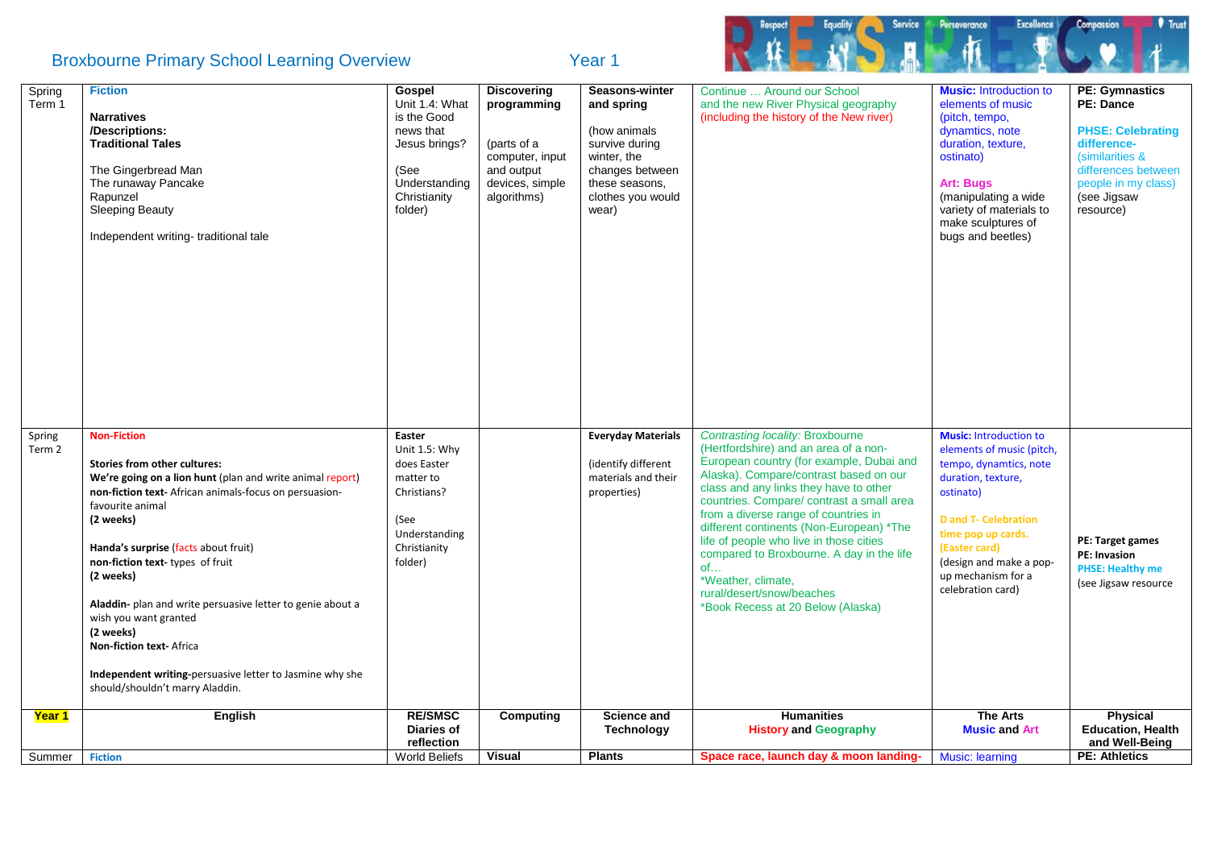# Broxbourne Primary School Learning Overview

Year 1

| Year 1 | English | RE/SMSC Diaries of reflection | Computing | Science and Technology | Humanities History and Geography | The Arts Music and Art | Physical Education, Health and Well-Being |
|---|---|---|---|---|---|---|---|
| Spring Term 1 | **Fiction**<br><br>**Narratives /Descriptions: Traditional Tales**<br><br>The Gingerbread Man<br>The runaway Pancake<br>Rapunzel<br>Sleeping Beauty<br><br>Independent writing- traditional tale | **Gospel**<br>Unit 1.4: What is the Good news that Jesus brings?<br><br>(See Understanding Christianity folder) | **Discovering programming**<br><br>(parts of a computer, input and output devices, simple algorithms) | **Seasons-winter and spring**<br><br>(how animals survive during winter, the changes between these seasons, clothes you would wear) | Continue … Around our School and the new River Physical geography (including the history of the New river) | **Music:** Introduction to elements of music (pitch, tempo, dynamtics, note duration, texture, ostinato)<br><br>**Art: Bugs**<br>(manipulating a wide variety of materials to make sculptures of bugs and beetles) | **PE: Gymnastics**<br>**PE: Dance**<br><br>**PHSE: Celebrating difference-** (similarities & differences between people in my class) (see Jigsaw resource) |
| Spring Term 2 | **Non-Fiction**<br><br>**Stories from other cultures:**<br>**We're going on a lion hunt** (plan and write animal report)<br>**non-fiction text-** African animals-focus on persuasion-favourite animal<br>**(2 weeks)**<br><br>**Handa's surprise** (facts about fruit)<br>**non-fiction text-** types of fruit<br>**(2 weeks)**<br><br>**Aladdin-** plan and write persuasive letter to genie about a wish you want granted<br>**(2 weeks)**<br>**Non-fiction text-** Africa<br><br>**Independent writing-**persuasive letter to Jasmine why she should/shouldn't marry Aladdin. | **Easter**<br>Unit 1.5: Why does Easter matter to Christians?<br><br>(See Understanding Christianity folder) | | **Everyday Materials**<br><br>(identify different materials and their properties) | *Contrasting locality:* Broxbourne (Hertfordshire) and an area of a non-European country (for example, Dubai and Alaska). Compare/contrast based on our class and any links they have to other countries. Compare/ contrast a small area from a diverse range of countries in different continents (Non-European) *The life of people who live in those cities compared to Broxbourne. A day in the life of…<br>*Weather, climate, rural/desert/snow/beaches<br>*Book Recess at 20 Below (Alaska) | **Music:** Introduction to elements of music (pitch, tempo, dynamtics, note duration, texture, ostinato)<br><br>**D and T- Celebration time pop up cards. (Easter card)**<br>(design and make a pop-up mechanism for a celebration card) | **PE: Target games**<br>**PE: Invasion**<br>**PHSE: Healthy me**<br>(see Jigsaw resource |
| **Year 1** | **English** | **RE/SMSC Diaries of reflection** | **Computing** | **Science and Technology** | **Humanities History and Geography** | **The Arts Music and Art** | **Physical Education, Health and Well-Being** |
| Summer | **Fiction** | World Beliefs | **Visual** | **Plants** | **Space race, launch day & moon landing-** | Music: learning | **PE: Athletics** |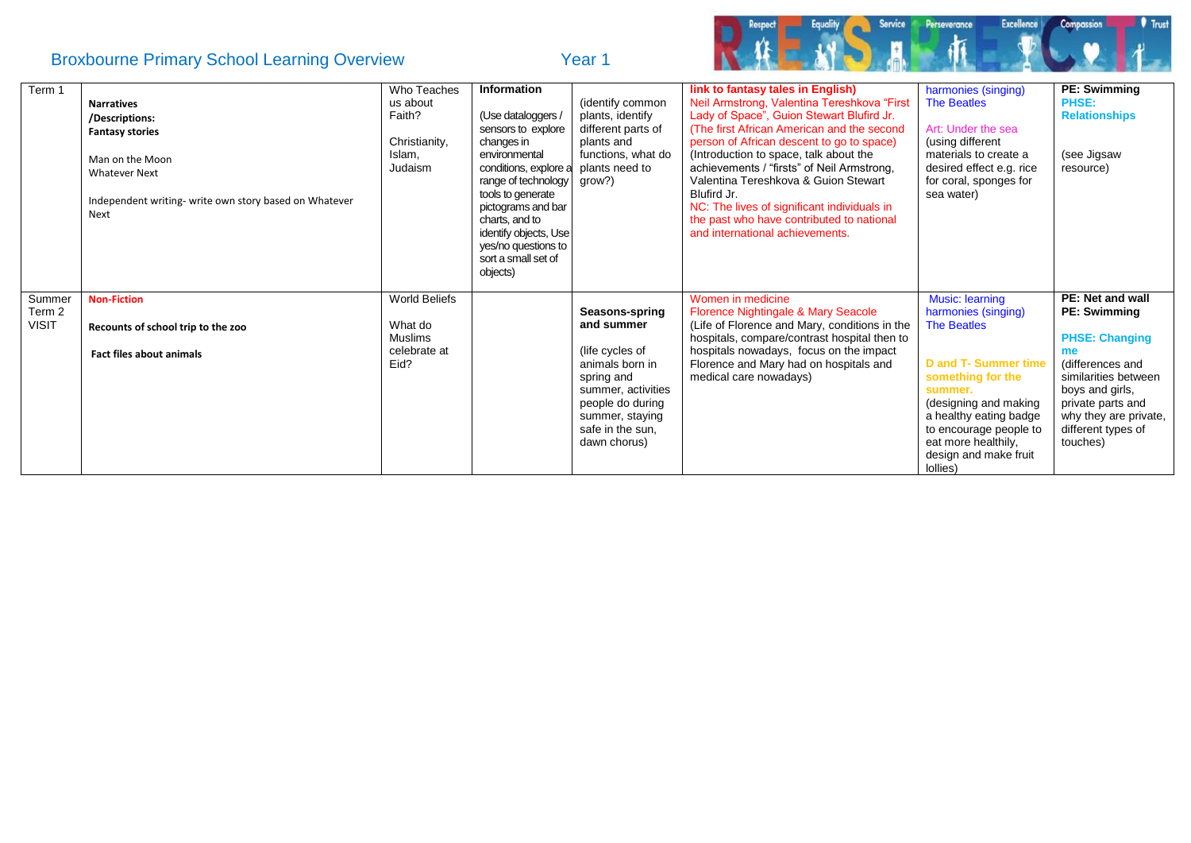Broxbourne Primary School Learning Overview Year 1

Respect Equality Service Perseverance Excellence Compassion Trust

| | | | | | | | |
|---|---|---|---|---|---|---|---|
| Term 1 | **Narratives /Descriptions: Fantasy stories**<br><br>Man on the Moon<br>Whatever Next<br><br>Independent writing- write own story based on Whatever Next | Who Teaches us about Faith?<br><br>Christianity, Islam, Judaism | **Information**<br><br>(Use dataloggers / sensors to explore changes in environmental conditions, explore a range of technology tools to generate pictograms and bar charts, and to identify objects, Use yes/no questions to sort a small set of objects) | (identify common plants, identify different parts of plants and functions, what do plants need to grow?) | **link to fantasy tales in English)**<br>Neil Armstrong, Valentina Tereshkova "First Lady of Space", Guion Stewart Blufird Jr. (The first African American and the second person of African descent to go to space)<br>(Introduction to space, talk about the achievements / "firsts" of Neil Armstrong, Valentina Tereshkova & Guion Stewart Blufird Jr.<br>NC: The lives of significant individuals in the past who have contributed to national and international achievements. | harmonies (singing)<br>The Beatles<br><br>Art: Under the sea<br>(using different materials to create a desired effect e.g. rice for coral, sponges for sea water) | **PE: Swimming**<br>**PHSE: Relationships**<br><br>(see Jigsaw resource) |
| Summer Term 2<br>VISIT | **Non-Fiction**<br><br>**Recounts of school trip to the zoo**<br><br>**Fact files about animals** | World Beliefs<br><br>What do Muslims celebrate at Eid? | | **Seasons-spring and summer**<br><br>(life cycles of animals born in spring and summer, activities people do during summer, staying safe in the sun, dawn chorus) | Women in medicine<br>Florence Nightingale & Mary Seacole<br>(Life of Florence and Mary, conditions in the hospitals, compare/contrast hospital then to hospitals nowadays, focus on the impact Florence and Mary had on hospitals and medical care nowadays) | Music: learning harmonies (singing)<br>The Beatles<br><br>**D and T- Summer time something for the summer.**<br>(designing and making a healthy eating badge to encourage people to eat more healthily, design and make fruit lollies) | **PE: Net and wall**<br>**PE: Swimming**<br><br>**PHSE: Changing me**<br>(differences and similarities between boys and girls, private parts and why they are private, different types of touches) |